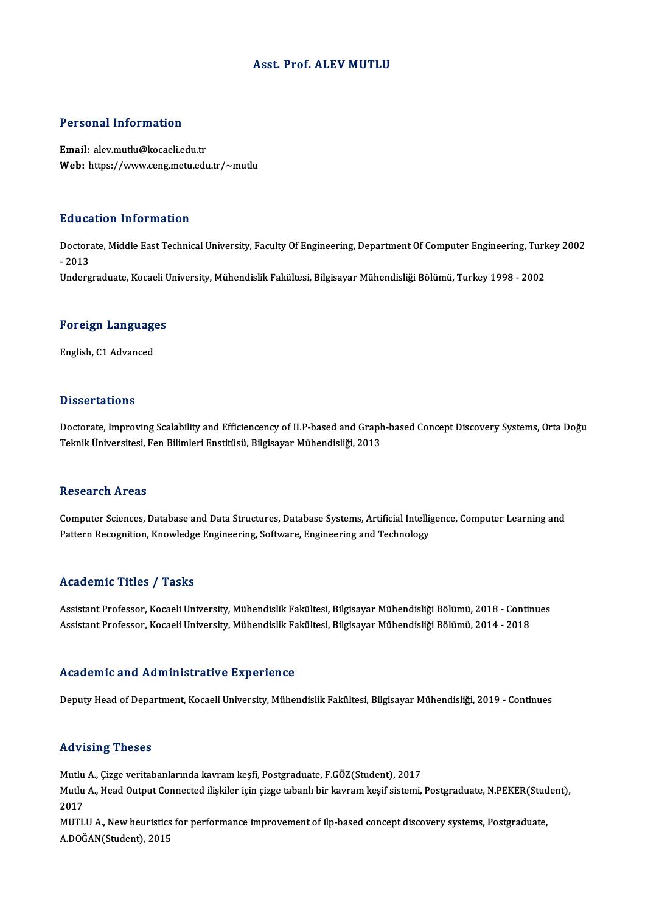# Asst. Prof. ALEV MUTLU

## Personal Information

**Email:** alev.mutlu@kocaeli.edu.tr
**Web:** https://www.ceng.metu.edu.tr/~mutlu

## Education Information

Doctorate, Middle East Technical University, Faculty Of Engineering, Department Of Computer Engineering, Turkey 2002 - 2013
Undergraduate, Kocaeli University, Mühendislik Fakültesi, Bilgisayar Mühendisliği Bölümü, Turkey 1998 - 2002

## Foreign Languages

English, C1 Advanced

## Dissertations

Doctorate, Improving Scalability and Efficiencency of ILP-based and Graph-based Concept Discovery Systems, Orta Doğu Teknik Üniversitesi, Fen Bilimleri Enstitüsü, Bilgisayar Mühendisliği, 2013

## Research Areas

Computer Sciences, Database and Data Structures, Database Systems, Artificial Intelligence, Computer Learning and Pattern Recognition, Knowledge Engineering, Software, Engineering and Technology

## Academic Titles / Tasks

Assistant Professor, Kocaeli University, Mühendislik Fakültesi, Bilgisayar Mühendisliği Bölümü, 2018 - Continues
Assistant Professor, Kocaeli University, Mühendislik Fakültesi, Bilgisayar Mühendisliği Bölümü, 2014 - 2018

## Academic and Administrative Experience

Deputy Head of Department, Kocaeli University, Mühendislik Fakültesi, Bilgisayar Mühendisliği, 2019 - Continues

## Advising Theses

Mutlu A., Çizge veritabanlarında kavram keşfi, Postgraduate, F.GÖZ(Student), 2017
Mutlu A., Head Output Connected ilişkiler için çizge tabanlı bir kavram keşif sistemi, Postgraduate, N.PEKER(Student), 2017
MUTLU A., New heuristics for performance improvement of ilp-based concept discovery systems, Postgraduate, A.DOĞAN(Student), 2015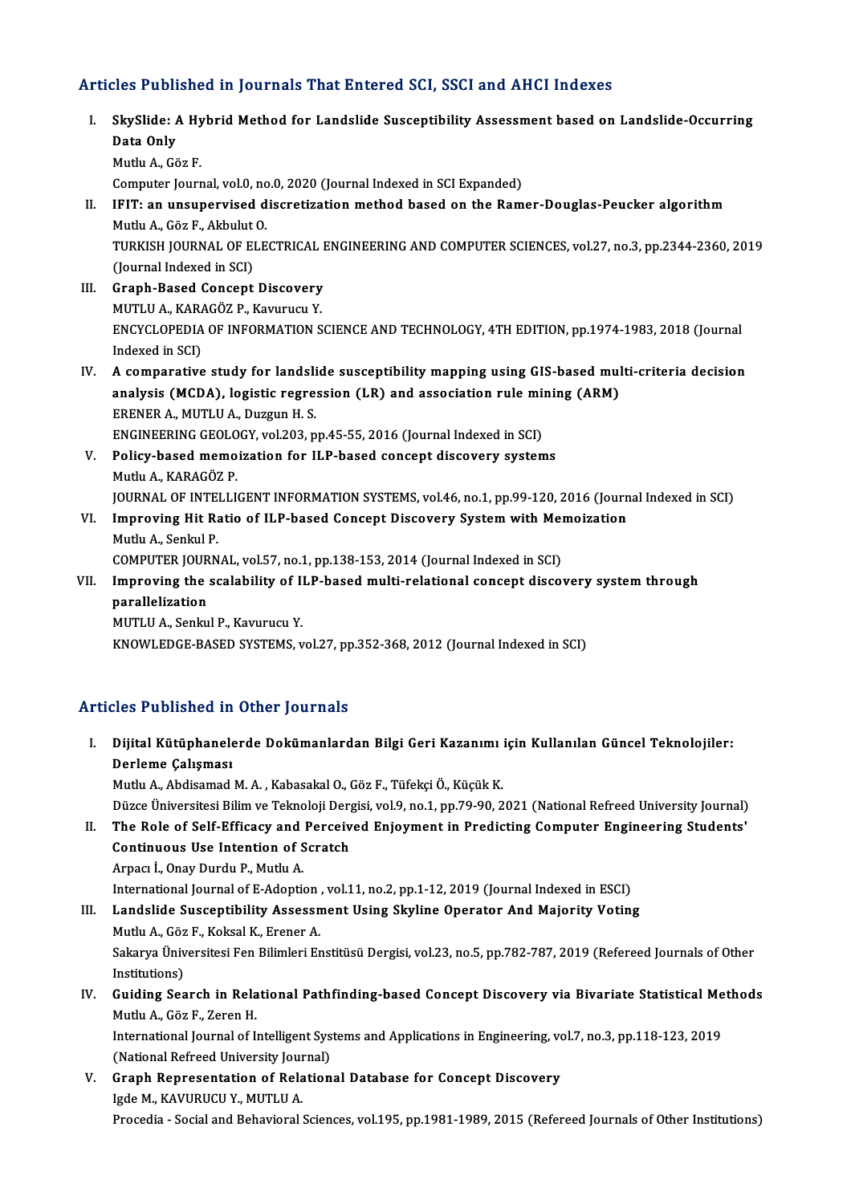## Articles Published in Journals That Entered SCI, SSCI and AHCI Indexes

I. **SkySlide: A Hybrid Method for Landslide Susceptibility Assessment based on Landslide-Occurring Data Only**
Mutlu A., Göz F.
Computer Journal, vol.0, no.0, 2020 (Journal Indexed in SCI Expanded)

II. **IFIT: an unsupervised discretization method based on the Ramer-Douglas-Peucker algorithm**
Mutlu A., Göz F., Akbulut O.
TURKISH JOURNAL OF ELECTRICAL ENGINEERING AND COMPUTER SCIENCES, vol.27, no.3, pp.2344-2360, 2019 (Journal Indexed in SCI)

III. **Graph-Based Concept Discovery**
MUTLU A., KARAGÖZ P., Kavurucu Y.
ENCYCLOPEDIA OF INFORMATION SCIENCE AND TECHNOLOGY, 4TH EDITION, pp.1974-1983, 2018 (Journal Indexed in SCI)

IV. **A comparative study for landslide susceptibility mapping using GIS-based multi-criteria decision analysis (MCDA), logistic regression (LR) and association rule mining (ARM)**
ERENER A., MUTLU A., Duzgun H. S.
ENGINEERING GEOLOGY, vol.203, pp.45-55, 2016 (Journal Indexed in SCI)

V. **Policy-based memoization for ILP-based concept discovery systems**
Mutlu A., KARAGÖZ P.
JOURNAL OF INTELLIGENT INFORMATION SYSTEMS, vol.46, no.1, pp.99-120, 2016 (Journal Indexed in SCI)

VI. **Improving Hit Ratio of ILP-based Concept Discovery System with Memoization**
Mutlu A., Senkul P.
COMPUTER JOURNAL, vol.57, no.1, pp.138-153, 2014 (Journal Indexed in SCI)

VII. **Improving the scalability of ILP-based multi-relational concept discovery system through parallelization**
MUTLU A., Senkul P., Kavurucu Y.
KNOWLEDGE-BASED SYSTEMS, vol.27, pp.352-368, 2012 (Journal Indexed in SCI)

## Articles Published in Other Journals

I. **Dijital Kütüphanelerde Dokümanlardan Bilgi Geri Kazanımı için Kullanılan Güncel Teknolojiler: Derleme Çalışması**
Mutlu A., Abdisamad M. A. , Kabasakal O., Göz F., Tüfekçi Ö., Küçük K.
Düzce Üniversitesi Bilim ve Teknoloji Dergisi, vol.9, no.1, pp.79-90, 2021 (National Refreed University Journal)

II. **The Role of Self-Efficacy and Perceived Enjoyment in Predicting Computer Engineering Students' Continuous Use Intention of Scratch**
Arpacı İ., Onay Durdu P., Mutlu A.
International Journal of E-Adoption , vol.11, no.2, pp.1-12, 2019 (Journal Indexed in ESCI)

III. **Landslide Susceptibility Assessment Using Skyline Operator And Majority Voting**
Mutlu A., Göz F., Koksal K., Erener A.
Sakarya Üniversitesi Fen Bilimleri Enstitüsü Dergisi, vol.23, no.5, pp.782-787, 2019 (Refereed Journals of Other Institutions)

IV. **Guiding Search in Relational Pathfinding-based Concept Discovery via Bivariate Statistical Methods**
Mutlu A., Göz F., Zeren H.
International Journal of Intelligent Systems and Applications in Engineering, vol.7, no.3, pp.118-123, 2019 (National Refreed University Journal)

V. **Graph Representation of Relational Database for Concept Discovery**
Igde M., KAVURUCU Y., MUTLU A.
Procedia - Social and Behavioral Sciences, vol.195, pp.1981-1989, 2015 (Refereed Journals of Other Institutions)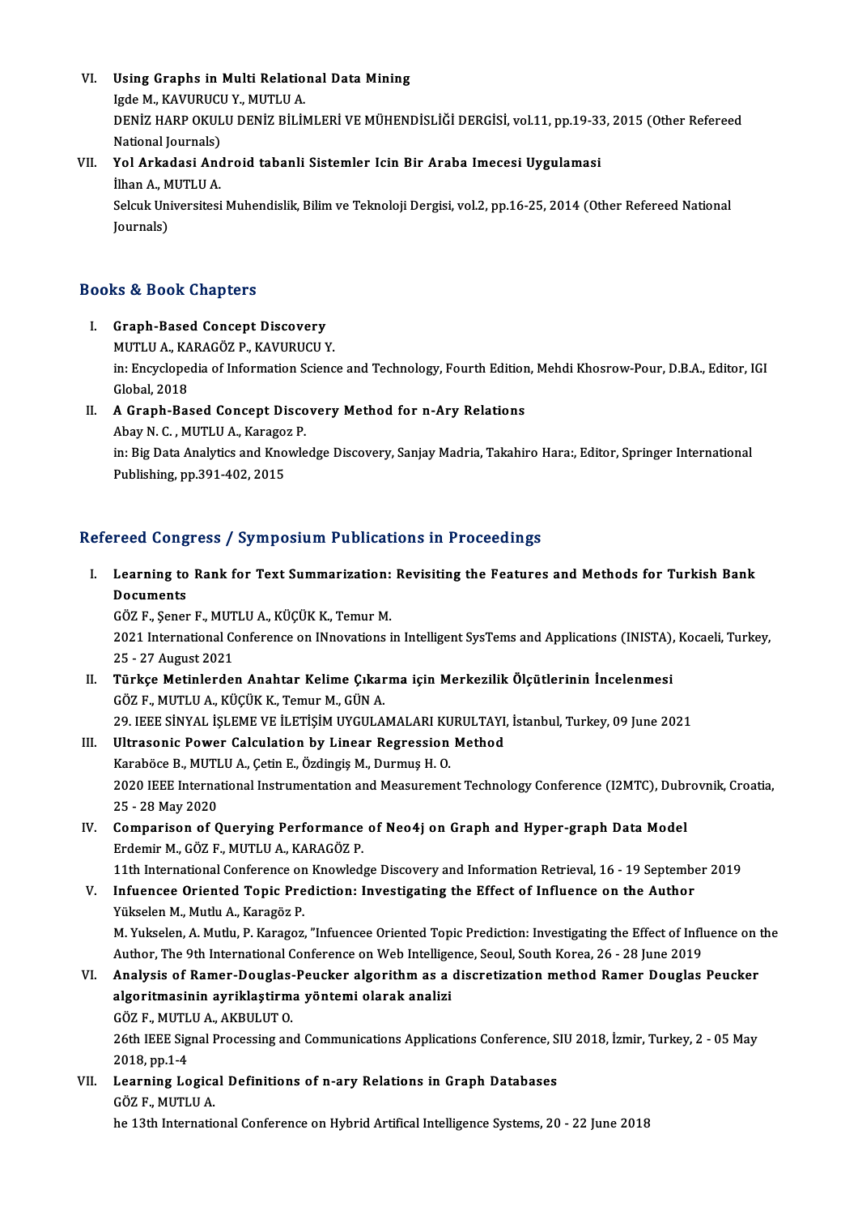VI. **Using Graphs in Multi Relational Data Mining**
Igde M., KAVURUCU Y., MUTLU A.
DENİZ HARP OKULU DENİZ BİLİMLERİ VE MÜHENDİSLİĞİ DERGİSİ, vol.11, pp.19-33, 2015 (Other Refereed National Journals)

VII. **Yol Arkadasi Android tabanli Sistemler Icin Bir Araba Imecesi Uygulamasi**
İlhan A., MUTLU A.
Selcuk Universitesi Muhendislik, Bilim ve Teknoloji Dergisi, vol.2, pp.16-25, 2014 (Other Refereed National Journals)

## Books & Book Chapters

I. **Graph-Based Concept Discovery**
MUTLU A., KARAGÖZ P., KAVURUCU Y.
in: Encyclopedia of Information Science and Technology, Fourth Edition, Mehdi Khosrow-Pour, D.B.A., Editor, IGI Global, 2018

II. **A Graph-Based Concept Discovery Method for n-Ary Relations**
Abay N. C. , MUTLU A., Karagoz P.
in: Big Data Analytics and Knowledge Discovery, Sanjay Madria, Takahiro Hara:, Editor, Springer International Publishing, pp.391-402, 2015

## Refereed Congress / Symposium Publications in Proceedings

I. **Learning to Rank for Text Summarization: Revisiting the Features and Methods for Turkish Bank Documents**
GÖZ F., Şener F., MUTLU A., KÜÇÜK K., Temur M.
2021 International Conference on INnovations in Intelligent SysTems and Applications (INISTA), Kocaeli, Turkey, 25 - 27 August 2021

II. **Türkçe Metinlerden Anahtar Kelime Çıkarma için Merkezilik Ölçütlerinin İncelenmesi**
GÖZ F., MUTLU A., KÜÇÜK K., Temur M., GÜN A.
29. IEEE SİNYAL İŞLEME VE İLETİŞİM UYGULAMALARI KURULTAYI, İstanbul, Turkey, 09 June 2021

III. **Ultrasonic Power Calculation by Linear Regression Method**
Karaböce B., MUTLU A., Çetin E., Özdingiş M., Durmuş H. O.
2020 IEEE International Instrumentation and Measurement Technology Conference (I2MTC), Dubrovnik, Croatia, 25 - 28 May 2020

IV. **Comparison of Querying Performance of Neo4j on Graph and Hyper-graph Data Model**
Erdemir M., GÖZ F., MUTLU A., KARAGÖZ P.
11th International Conference on Knowledge Discovery and Information Retrieval, 16 - 19 September 2019

V. **Infuencee Oriented Topic Prediction: Investigating the Effect of Influence on the Author**
Yükselen M., Mutlu A., Karagöz P.
M. Yukselen, A. Mutlu, P. Karagoz, "Infuencee Oriented Topic Prediction: Investigating the Effect of Influence on the Author, The 9th International Conference on Web Intelligence, Seoul, South Korea, 26 - 28 June 2019

VI. **Analysis of Ramer-Douglas-Peucker algorithm as a discretization method Ramer Douglas Peucker algoritmasinin ayriklaştirma yöntemi olarak analizi**
GÖZ F., MUTLU A., AKBULUT O.
26th IEEE Signal Processing and Communications Applications Conference, SIU 2018, İzmir, Turkey, 2 - 05 May 2018, pp.1-4

VII. **Learning Logical Definitions of n-ary Relations in Graph Databases**
GÖZ F., MUTLU A.
he 13th International Conference on Hybrid Artifical Intelligence Systems, 20 - 22 June 2018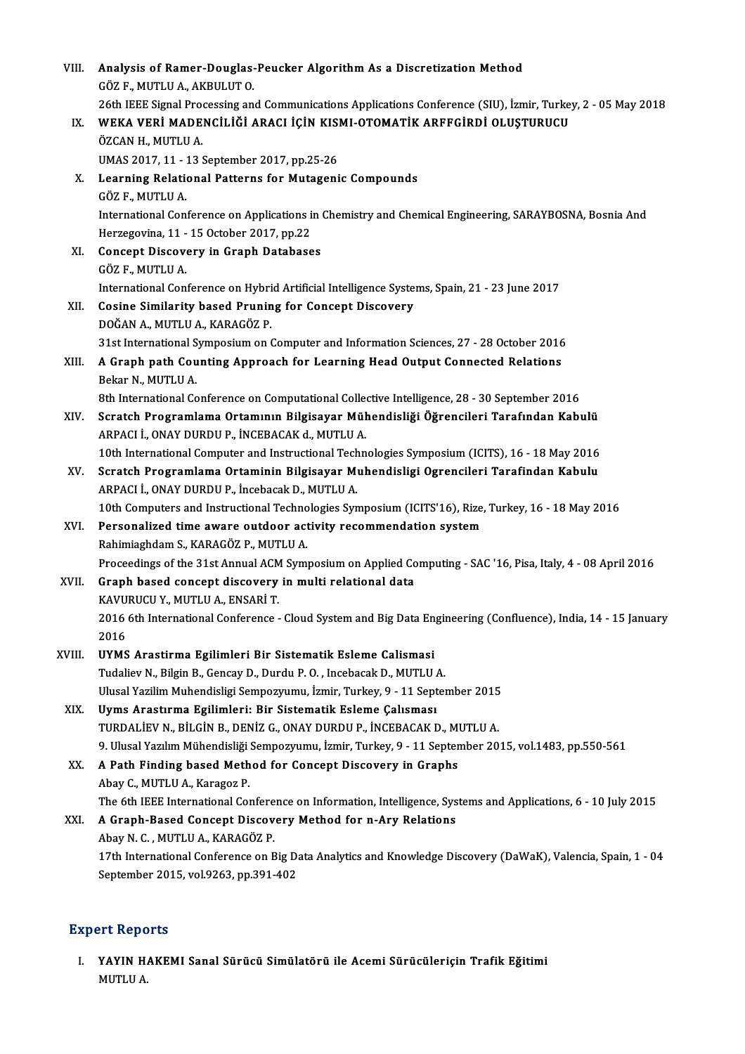VIII. **Analysis of Ramer-Douglas-Peucker Algorithm As a Discretization Method**
GÖZ F., MUTLU A., AKBULUT O.
26th IEEE Signal Processing and Communications Applications Conference (SIU), İzmir, Turkey, 2 - 05 May 2018

IX. **WEKA VERİ MADENCİLİĞİ ARACI İÇİN KISMI-OTOMATİK ARFFGİRDİ OLUŞTURUCU**
ÖZCAN H., MUTLU A.
UMAS 2017, 11 - 13 September 2017, pp.25-26

X. **Learning Relational Patterns for Mutagenic Compounds**
GÖZ F., MUTLU A.
International Conference on Applications in Chemistry and Chemical Engineering, SARAYBOSNA, Bosnia And Herzegovina, 11 - 15 October 2017, pp.22

XI. **Concept Discovery in Graph Databases**
GÖZ F., MUTLU A.
International Conference on Hybrid Artificial Intelligence Systems, Spain, 21 - 23 June 2017

XII. **Cosine Similarity based Pruning for Concept Discovery**
DOĞAN A., MUTLU A., KARAGÖZ P.
31st International Symposium on Computer and Information Sciences, 27 - 28 October 2016

XIII. **A Graph path Counting Approach for Learning Head Output Connected Relations**
Bekar N., MUTLU A.
8th International Conference on Computational Collective Intelligence, 28 - 30 September 2016

XIV. **Scratch Programlama Ortamının Bilgisayar Mühendisliği Öğrencileri Tarafından Kabulü**
ARPACI İ., ONAY DURDU P., İNCEBACAK d., MUTLU A.
10th International Computer and Instructional Technologies Symposium (ICITS), 16 - 18 May 2016

XV. **Scratch Programlama Ortaminin Bilgisayar Muhendisligi Ogrencileri Tarafindan Kabulu**
ARPACI İ., ONAY DURDU P., İncebacak D., MUTLU A.
10th Computers and Instructional Technologies Symposium (ICITS'16), Rize, Turkey, 16 - 18 May 2016

XVI. **Personalized time aware outdoor activity recommendation system**
Rahimiaghdam S., KARAGÖZ P., MUTLU A.
Proceedings of the 31st Annual ACM Symposium on Applied Computing - SAC '16, Pisa, Italy, 4 - 08 April 2016

XVII. **Graph based concept discovery in multi relational data**
KAVURUCU Y., MUTLU A., ENSARİ T.
2016 6th International Conference - Cloud System and Big Data Engineering (Confluence), India, 14 - 15 January 2016

XVIII. **UYMS Arastirma Egilimleri Bir Sistematik Esleme Calismasi**
Tudaliev N., Bilgin B., Gencay D., Durdu P. O. , Incebacak D., MUTLU A.
Ulusal Yazilim Muhendisligi Sempozyumu, İzmir, Turkey, 9 - 11 September 2015

XIX. **Uyms Arastırma Egilimleri: Bir Sistematik Esleme Çalısması**
TURDALİEV N., BİLGİN B., DENİZ G., ONAY DURDU P., İNCEBACAK D., MUTLU A.
9. Ulusal Yazılım Mühendisliği Sempozyumu, İzmir, Turkey, 9 - 11 September 2015, vol.1483, pp.550-561

XX. **A Path Finding based Method for Concept Discovery in Graphs**
Abay C., MUTLU A., Karagoz P.
The 6th IEEE International Conference on Information, Intelligence, Systems and Applications, 6 - 10 July 2015

XXI. **A Graph-Based Concept Discovery Method for n-Ary Relations**
Abay N. C. , MUTLU A., KARAGÖZ P.
17th International Conference on Big Data Analytics and Knowledge Discovery (DaWaK), Valencia, Spain, 1 - 04 September 2015, vol.9263, pp.391-402

## Expert Reports

I. **YAYIN HAKEMI Sanal Sürücü Simülatörü ile Acemi Sürücüleriçin Trafik Eğitimi**
MUTLU A.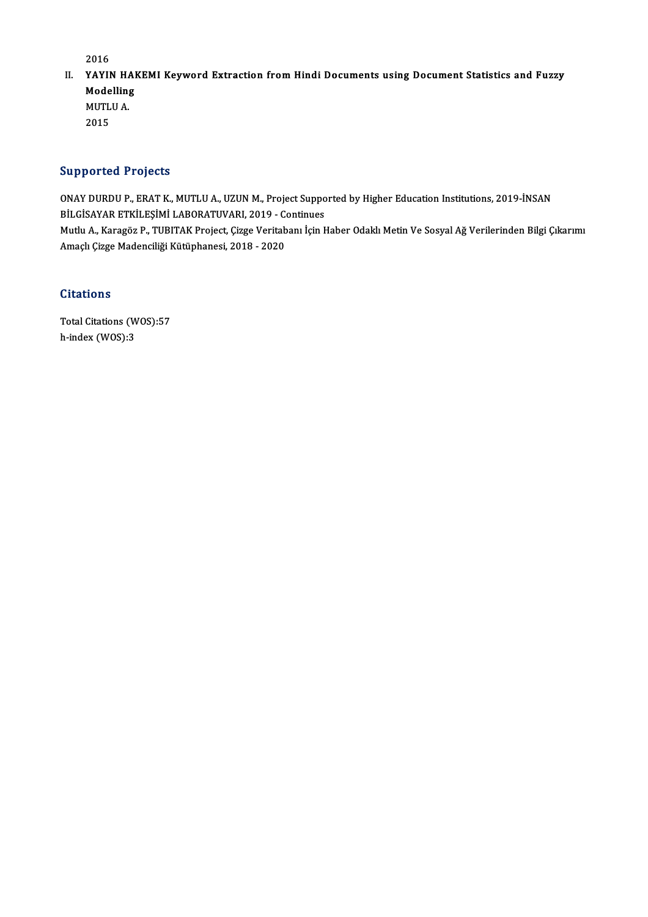2016

II. **YAYIN HAKEMI Keyword Extraction from Hindi Documents using Document Statistics and Fuzzy Modelling**
MUTLU A.
2015

## Supported Projects

ONAY DURDU P., ERAT K., MUTLU A., UZUN M., Project Supported by Higher Education Institutions, 2019-İNSAN BİLGİSAYAR ETKİLEŞİMİ LABORATUVARI, 2019 - Continues

Mutlu A., Karagöz P., TUBITAK Project, Çizge Veritabanı İçin Haber Odaklı Metin Ve Sosyal Ağ Verilerinden Bilgi Çıkarımı Amaçlı Çizge Madenciliği Kütüphanesi, 2018 - 2020

## Citations

Total Citations (WOS):57
h-index (WOS):3